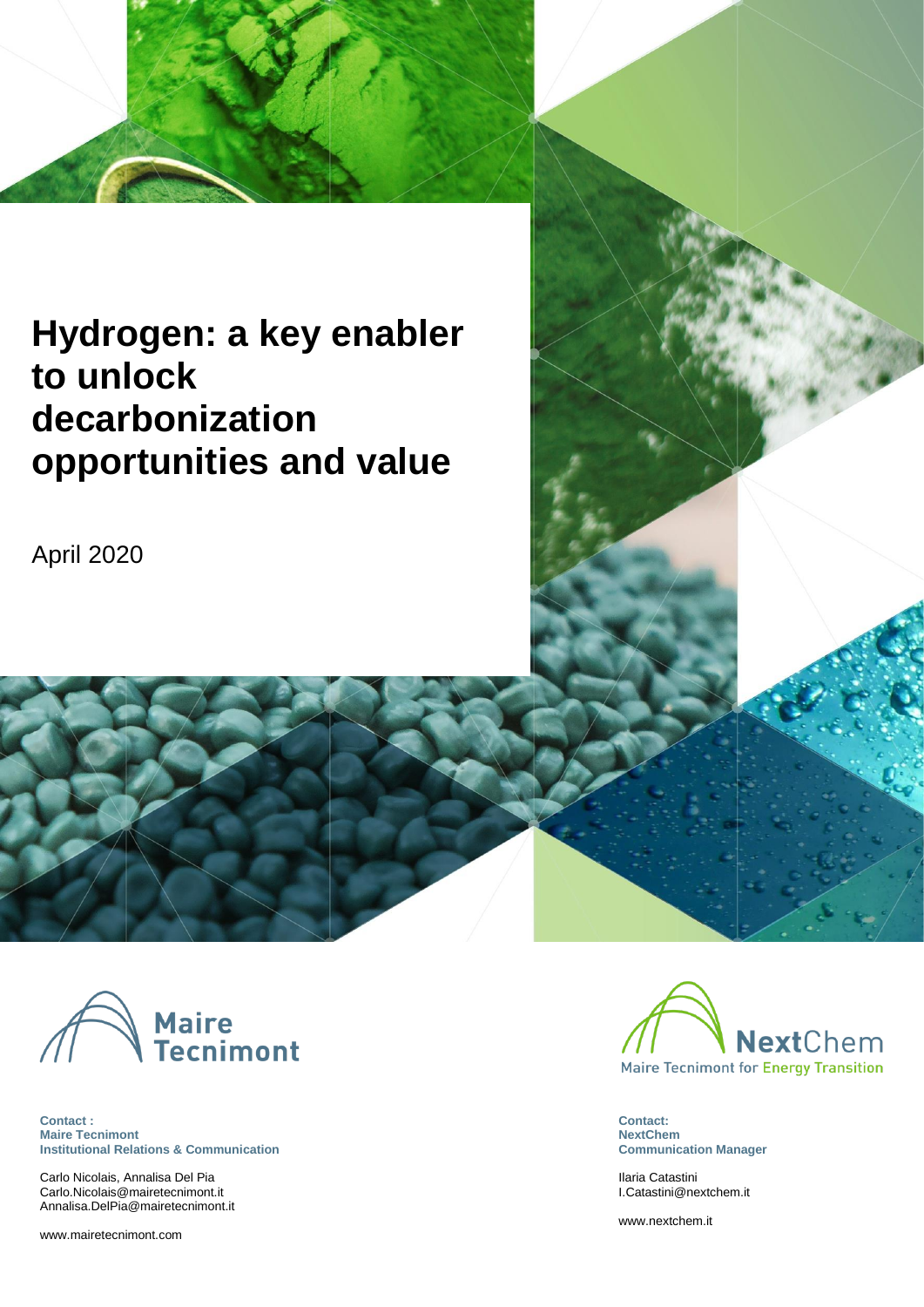# Hydrogen: a key enabler to unlock decarbonization opportunities and value

April 2020

Maire Tecnimont

**Contact :**
**Maire Tecnimont**
**Institutional Relations & Communication**

Carlo Nicolais, Annalisa Del Pia
Carlo.Nicolais@mairetecnimont.it
Annalisa.DelPia@mairetecnimont.it

www.mairetecnimont.com

NextChem
Maire Tecnimont for Energy Transition

**Contact:**
**NextChem**
**Communication Manager**

Ilaria Catastini
I.Catastini@nextchem.it

www.nextchem.it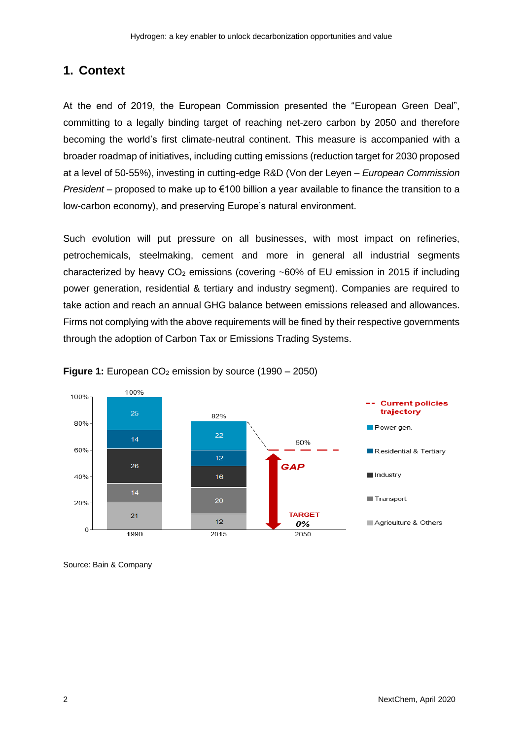## 1. Context

At the end of 2019, the European Commission presented the "European Green Deal", committing to a legally binding target of reaching net-zero carbon by 2050 and therefore becoming the world's first climate-neutral continent. This measure is accompanied with a broader roadmap of initiatives, including cutting emissions (reduction target for 2030 proposed at a level of 50-55%), investing in cutting-edge R&D (Von der Leyen – *European Commission President* – proposed to make up to €100 billion a year available to finance the transition to a low-carbon economy), and preserving Europe's natural environment.

Such evolution will put pressure on all businesses, with most impact on refineries, petrochemicals, steelmaking, cement and more in general all industrial segments characterized by heavy $CO_2$ emissions (covering ~60% of EU emission in 2015 if including power generation, residential & tertiary and industry segment). Companies are required to take action and reach an annual GHG balance between emissions released and allowances. Firms not complying with the above requirements will be fined by their respective governments through the adoption of Carbon Tax or Emissions Trading Systems.

**Figure 1:** European $CO_2$ emission by source (1990 – 2050)

| | 1990 | 2015 | 2050 |
|---|---|---|---|
| Power gen. | 25 | 22 | |
| Residential & Tertiary | 14 | 12 | |
| Industry | 26 | 16 | |
| Transport | 14 | 20 | |
| Agriculture & Others | 21 | 12 | |
| Total | 100% | 82% | Current policies trajectory: 60%; TARGET 0% (GAP) |

Source: Bain & Company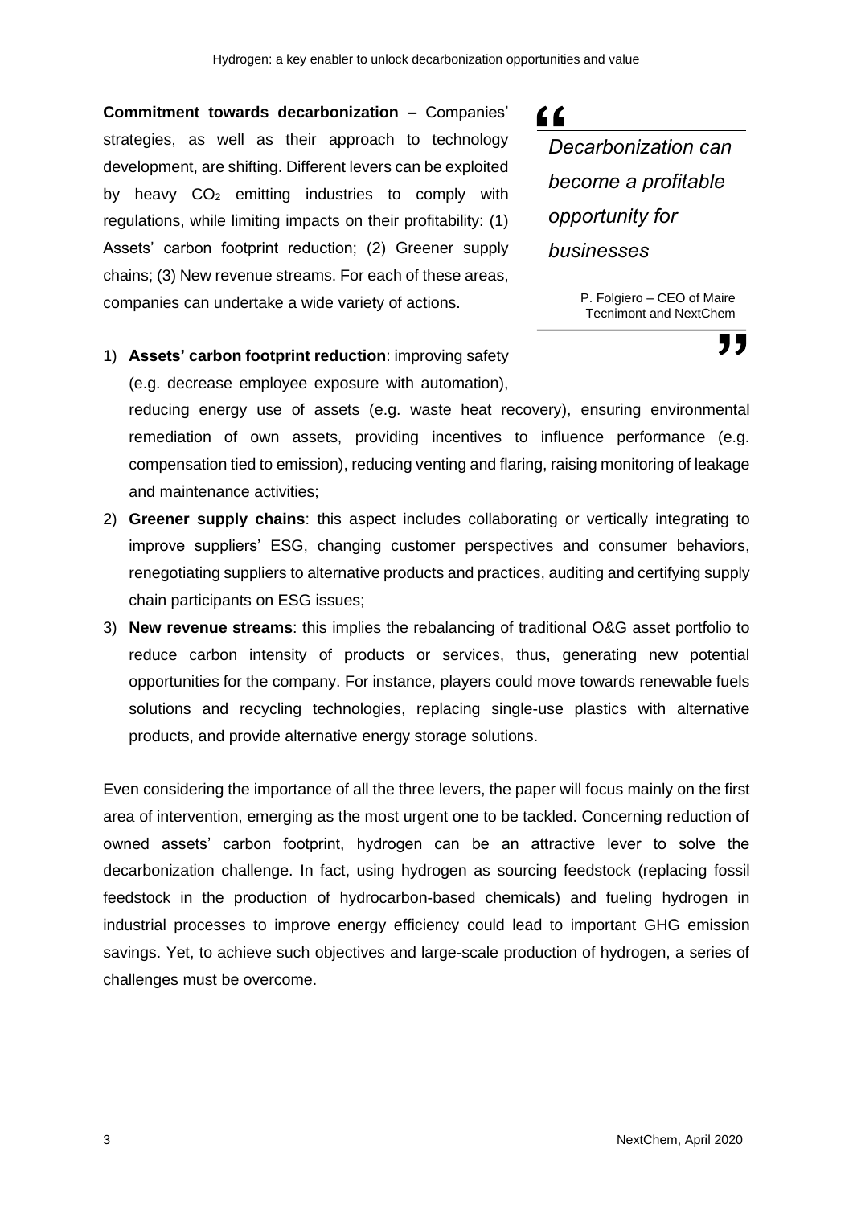**Commitment towards decarbonization –** Companies' strategies, as well as their approach to technology development, are shifting. Different levers can be exploited by heavy $CO_2$ emitting industries to comply with regulations, while limiting impacts on their profitability: (1) Assets' carbon footprint reduction; (2) Greener supply chains; (3) New revenue streams. For each of these areas, companies can undertake a wide variety of actions.

> *Decarbonization can become a profitable opportunity for businesses*
>
> P. Folgiero – CEO of Maire Tecnimont and NextChem

1) **Assets' carbon footprint reduction**: improving safety (e.g. decrease employee exposure with automation), reducing energy use of assets (e.g. waste heat recovery), ensuring environmental remediation of own assets, providing incentives to influence performance (e.g. compensation tied to emission), reducing venting and flaring, raising monitoring of leakage and maintenance activities;
2) **Greener supply chains**: this aspect includes collaborating or vertically integrating to improve suppliers' ESG, changing customer perspectives and consumer behaviors, renegotiating suppliers to alternative products and practices, auditing and certifying supply chain participants on ESG issues;
3) **New revenue streams**: this implies the rebalancing of traditional O&G asset portfolio to reduce carbon intensity of products or services, thus, generating new potential opportunities for the company. For instance, players could move towards renewable fuels solutions and recycling technologies, replacing single-use plastics with alternative products, and provide alternative energy storage solutions.

Even considering the importance of all the three levers, the paper will focus mainly on the first area of intervention, emerging as the most urgent one to be tackled. Concerning reduction of owned assets' carbon footprint, hydrogen can be an attractive lever to solve the decarbonization challenge. In fact, using hydrogen as sourcing feedstock (replacing fossil feedstock in the production of hydrocarbon-based chemicals) and fueling hydrogen in industrial processes to improve energy efficiency could lead to important GHG emission savings. Yet, to achieve such objectives and large-scale production of hydrogen, a series of challenges must be overcome.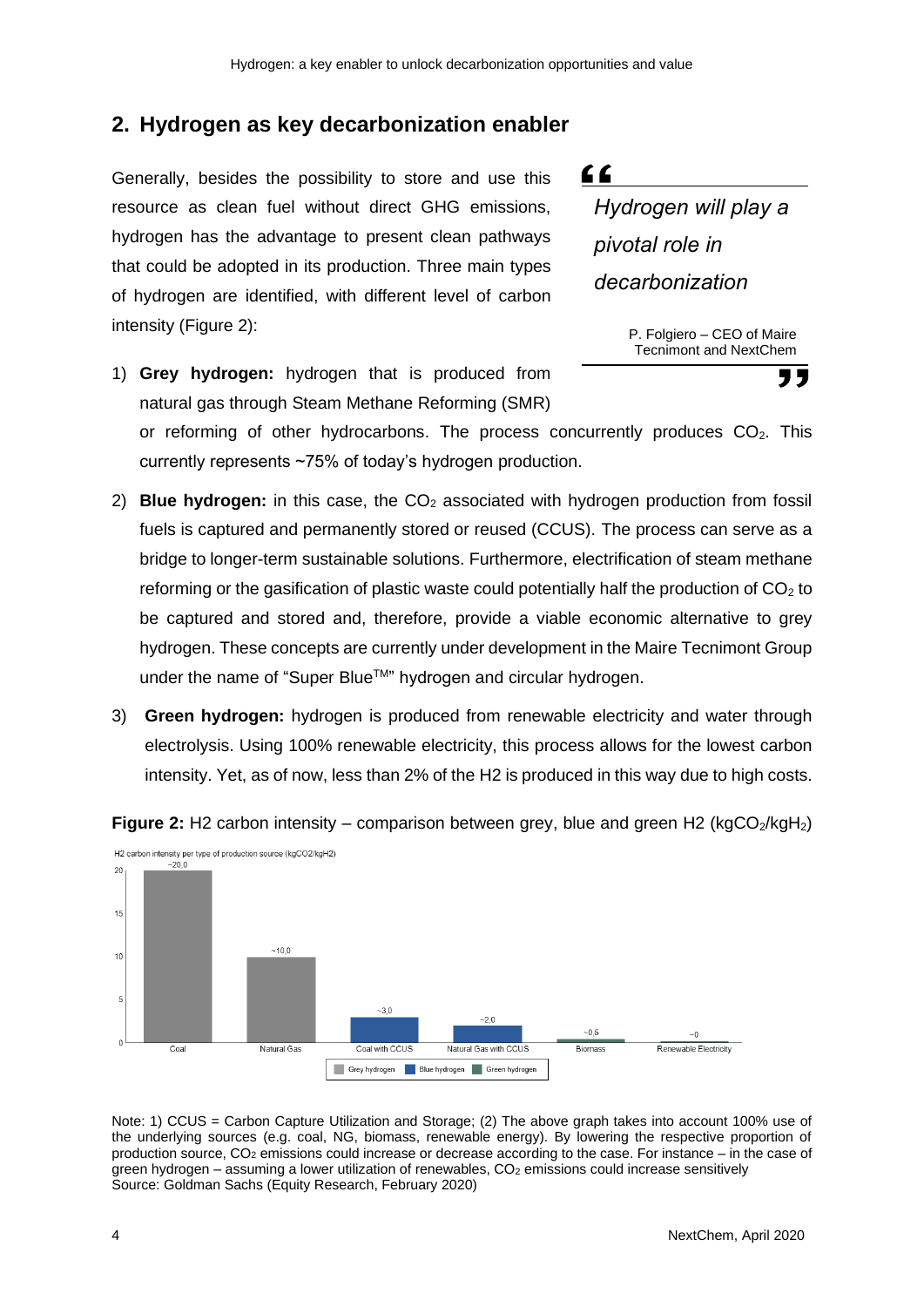## 2. Hydrogen as key decarbonization enabler

Generally, besides the possibility to store and use this resource as clean fuel without direct GHG emissions, hydrogen has the advantage to present clean pathways that could be adopted in its production. Three main types of hydrogen are identified, with different level of carbon intensity (Figure 2):

> *Hydrogen will play a pivotal role in decarbonization*
>
> P. Folgiero – CEO of Maire Tecnimont and NextChem

1) **Grey hydrogen:** hydrogen that is produced from natural gas through Steam Methane Reforming (SMR) or reforming of other hydrocarbons. The process concurrently produces $CO_2$. This currently represents ~75% of today's hydrogen production.

2) **Blue hydrogen:** in this case, the $CO_2$ associated with hydrogen production from fossil fuels is captured and permanently stored or reused (CCUS). The process can serve as a bridge to longer-term sustainable solutions. Furthermore, electrification of steam methane reforming or the gasification of plastic waste could potentially half the production of $CO_2$ to be captured and stored and, therefore, provide a viable economic alternative to grey hydrogen. These concepts are currently under development in the Maire Tecnimont Group under the name of "Super Blue™" hydrogen and circular hydrogen.

3) **Green hydrogen:** hydrogen is produced from renewable electricity and water through electrolysis. Using 100% renewable electricity, this process allows for the lowest carbon intensity. Yet, as of now, less than 2% of the H2 is produced in this way due to high costs.

**Figure 2:** H2 carbon intensity – comparison between grey, blue and green H2 ($kgCO_2/kgH_2$)

H2 carbon intensity per type of production source (kgCO2/kgH2)

| Production source | Type | Carbon intensity (kgCO2/kgH2) |
|---|---|---|
| Coal | Grey hydrogen | ~20,0 |
| Natural Gas | Grey hydrogen | ~10,0 |
| Coal with CCUS | Blue hydrogen | ~3,0 |
| Natural Gas with CCUS | Blue hydrogen | ~2,0 |
| Biomass | Green hydrogen | ~0,5 |
| Renewable Electricity | Green hydrogen | ~0 |

Note: 1) CCUS = Carbon Capture Utilization and Storage; (2) The above graph takes into account 100% use of the underlying sources (e.g. coal, NG, biomass, renewable energy). By lowering the respective proportion of production source, $CO_2$ emissions could increase or decrease according to the case. For instance – in the case of green hydrogen – assuming a lower utilization of renewables, $CO_2$ emissions could increase sensitively
Source: Goldman Sachs (Equity Research, February 2020)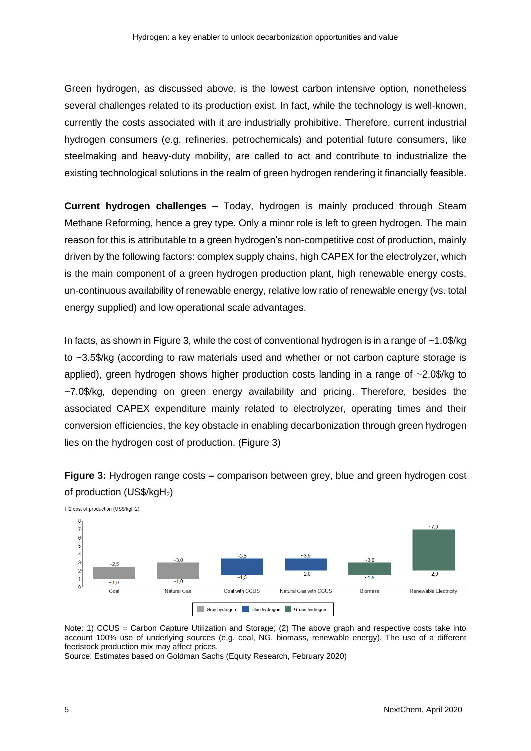Green hydrogen, as discussed above, is the lowest carbon intensive option, nonetheless several challenges related to its production exist. In fact, while the technology is well-known, currently the costs associated with it are industrially prohibitive. Therefore, current industrial hydrogen consumers (e.g. refineries, petrochemicals) and potential future consumers, like steelmaking and heavy-duty mobility, are called to act and contribute to industrialize the existing technological solutions in the realm of green hydrogen rendering it financially feasible.

**Current hydrogen challenges –** Today, hydrogen is mainly produced through Steam Methane Reforming, hence a grey type. Only a minor role is left to green hydrogen. The main reason for this is attributable to a green hydrogen's non-competitive cost of production, mainly driven by the following factors: complex supply chains, high CAPEX for the electrolyzer, which is the main component of a green hydrogen production plant, high renewable energy costs, un-continuous availability of renewable energy, relative low ratio of renewable energy (vs. total energy supplied) and low operational scale advantages.

In facts, as shown in Figure 3, while the cost of conventional hydrogen is in a range of ~1.0$/kg to ~3.5$/kg (according to raw materials used and whether or not carbon capture storage is applied), green hydrogen shows higher production costs landing in a range of ~2.0$/kg to ~7.0$/kg, depending on green energy availability and pricing. Therefore, besides the associated CAPEX expenditure mainly related to electrolyzer, operating times and their conversion efficiencies, the key obstacle in enabling decarbonization through green hydrogen lies on the hydrogen cost of production. (Figure 3)

**Figure 3:** Hydrogen range costs **–** comparison between grey, blue and green hydrogen cost of production (US$/kg$H_2$)

H2 cost of production (US$/kgH2)

| Source | Type | Low | High |
|---|---|---|---|
| Coal | Grey hydrogen | ~1,0 | ~2,5 |
| Natural Gas | Grey hydrogen | ~1,0 | ~3,0 |
| Coal with CCUS | Blue hydrogen | ~1,5 | ~3,5 |
| Natural Gas with CCUS | Blue hydrogen | ~2,0 | ~3,5 |
| Biomass | Green hydrogen | ~1,5 | ~3,0 |
| Renewable Electricity | Green hydrogen | ~2,0 | ~7,0 |

Note: 1) CCUS = Carbon Capture Utilization and Storage; (2) The above graph and respective costs take into account 100% use of underlying sources (e.g. coal, NG, biomass, renewable energy). The use of a different feedstock production mix may affect prices.
Source: Estimates based on Goldman Sachs (Equity Research, February 2020)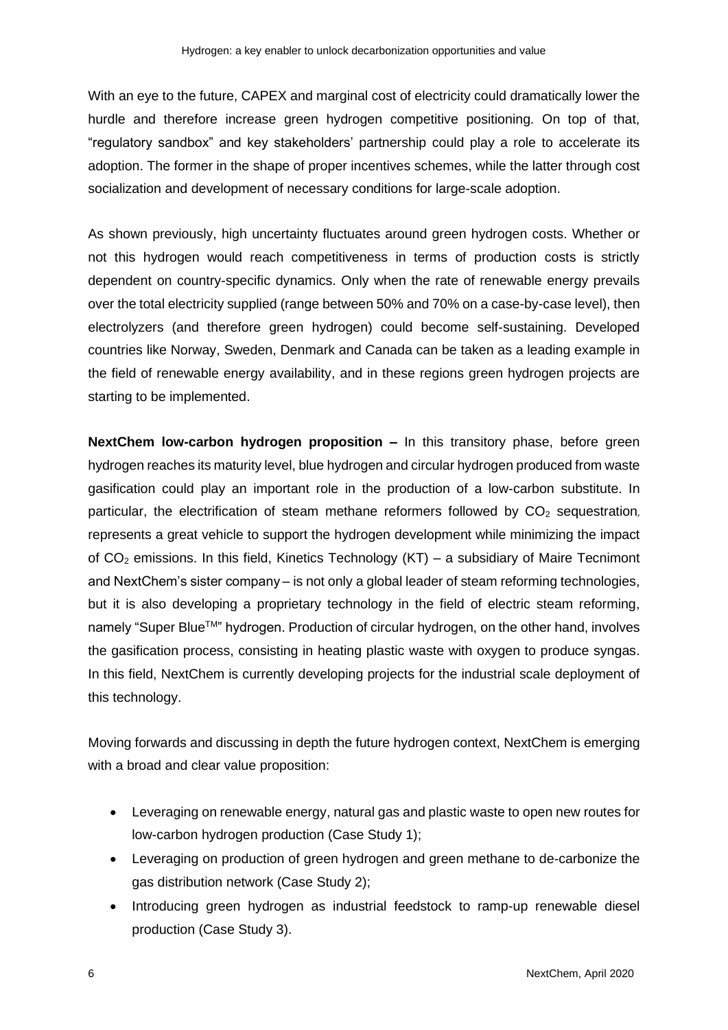With an eye to the future, CAPEX and marginal cost of electricity could dramatically lower the hurdle and therefore increase green hydrogen competitive positioning. On top of that, "regulatory sandbox" and key stakeholders' partnership could play a role to accelerate its adoption. The former in the shape of proper incentives schemes, while the latter through cost socialization and development of necessary conditions for large-scale adoption.

As shown previously, high uncertainty fluctuates around green hydrogen costs. Whether or not this hydrogen would reach competitiveness in terms of production costs is strictly dependent on country-specific dynamics. Only when the rate of renewable energy prevails over the total electricity supplied (range between 50% and 70% on a case-by-case level), then electrolyzers (and therefore green hydrogen) could become self-sustaining. Developed countries like Norway, Sweden, Denmark and Canada can be taken as a leading example in the field of renewable energy availability, and in these regions green hydrogen projects are starting to be implemented.

**NextChem low-carbon hydrogen proposition –** In this transitory phase, before green hydrogen reaches its maturity level, blue hydrogen and circular hydrogen produced from waste gasification could play an important role in the production of a low-carbon substitute. In particular, the electrification of steam methane reformers followed by $CO_2$ sequestration, represents a great vehicle to support the hydrogen development while minimizing the impact of $CO_2$ emissions. In this field, Kinetics Technology (KT) – a subsidiary of Maire Tecnimont and NextChem's sister company – is not only a global leader of steam reforming technologies, but it is also developing a proprietary technology in the field of electric steam reforming, namely "Super Blue™" hydrogen. Production of circular hydrogen, on the other hand, involves the gasification process, consisting in heating plastic waste with oxygen to produce syngas. In this field, NextChem is currently developing projects for the industrial scale deployment of this technology.

Moving forwards and discussing in depth the future hydrogen context, NextChem is emerging with a broad and clear value proposition:

- Leveraging on renewable energy, natural gas and plastic waste to open new routes for low-carbon hydrogen production (Case Study 1);
- Leveraging on production of green hydrogen and green methane to de-carbonize the gas distribution network (Case Study 2);
- Introducing green hydrogen as industrial feedstock to ramp-up renewable diesel production (Case Study 3).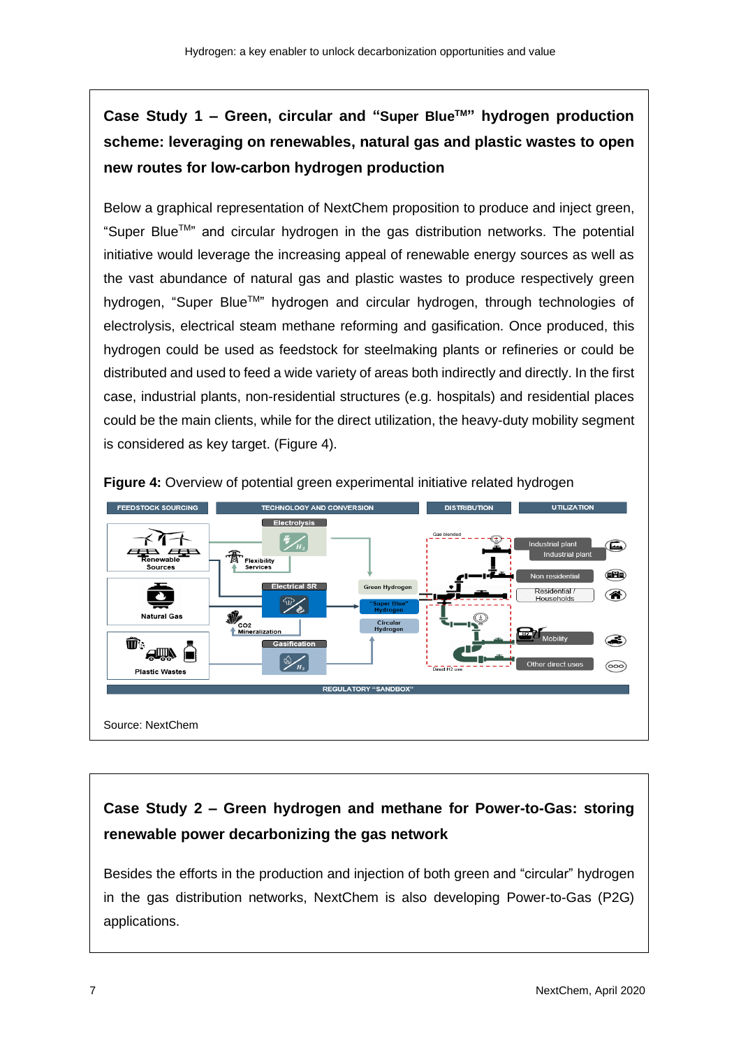## Case Study 1 – Green, circular and "Super Blue™" hydrogen production scheme: leveraging on renewables, natural gas and plastic wastes to open new routes for low-carbon hydrogen production

Below a graphical representation of NextChem proposition to produce and inject green, "Super Blue™" and circular hydrogen in the gas distribution networks. The potential initiative would leverage the increasing appeal of renewable energy sources as well as the vast abundance of natural gas and plastic wastes to produce respectively green hydrogen, "Super Blue™" hydrogen and circular hydrogen, through technologies of electrolysis, electrical steam methane reforming and gasification. Once produced, this hydrogen could be used as feedstock for steelmaking plants or refineries or could be distributed and used to feed a wide variety of areas both indirectly and directly. In the first case, industrial plants, non-residential structures (e.g. hospitals) and residential places could be the main clients, while for the direct utilization, the heavy-duty mobility segment is considered as key target. (Figure 4).

**Figure 4:** Overview of potential green experimental initiative related hydrogen

Source: NextChem

## Case Study 2 – Green hydrogen and methane for Power-to-Gas: storing renewable power decarbonizing the gas network

Besides the efforts in the production and injection of both green and "circular" hydrogen in the gas distribution networks, NextChem is also developing Power-to-Gas (P2G) applications.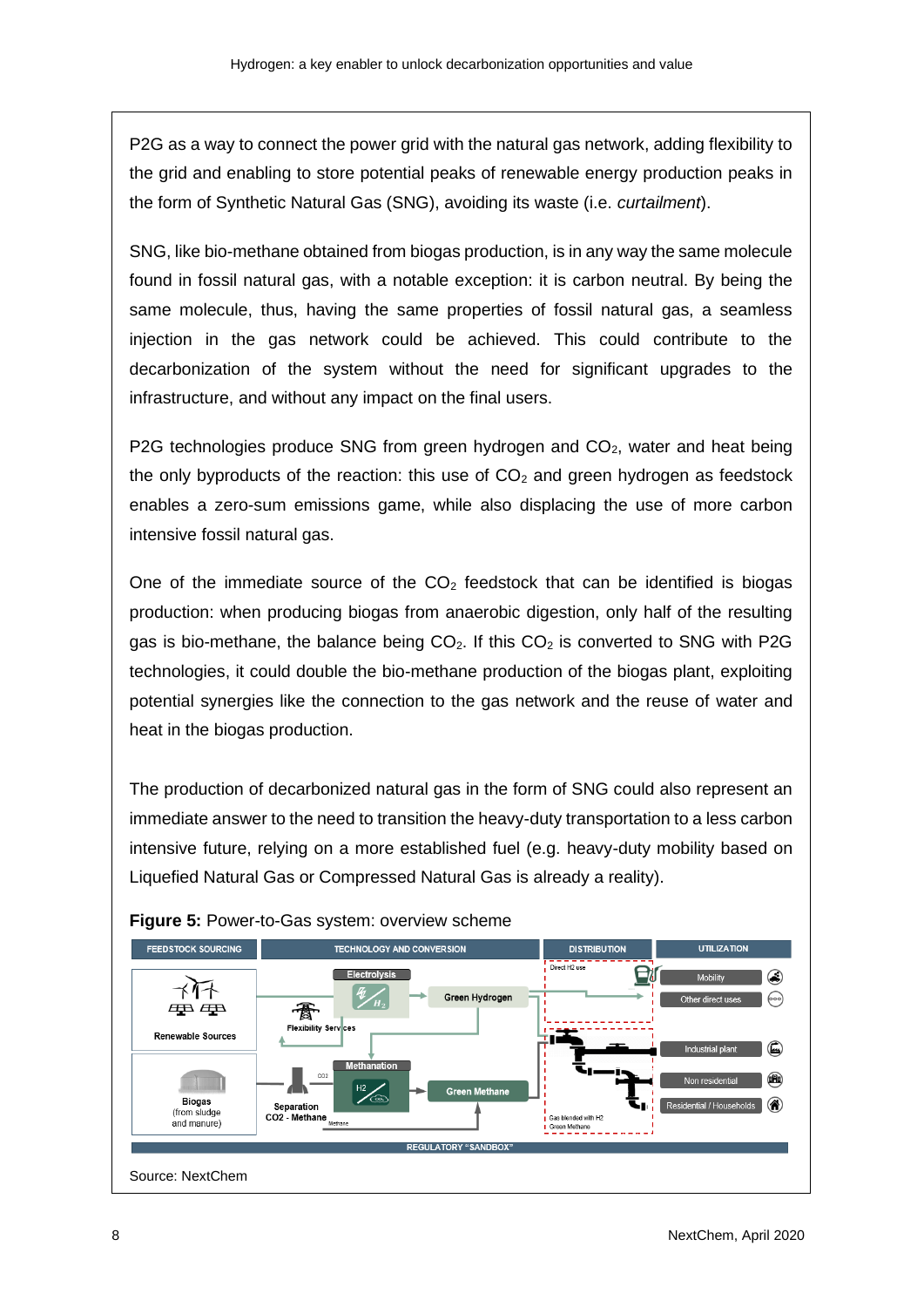P2G as a way to connect the power grid with the natural gas network, adding flexibility to the grid and enabling to store potential peaks of renewable energy production peaks in the form of Synthetic Natural Gas (SNG), avoiding its waste (i.e. *curtailment*).

SNG, like bio-methane obtained from biogas production, is in any way the same molecule found in fossil natural gas, with a notable exception: it is carbon neutral. By being the same molecule, thus, having the same properties of fossil natural gas, a seamless injection in the gas network could be achieved. This could contribute to the decarbonization of the system without the need for significant upgrades to the infrastructure, and without any impact on the final users.

P2G technologies produce SNG from green hydrogen and $CO_2$, water and heat being the only byproducts of the reaction: this use of $CO_2$ and green hydrogen as feedstock enables a zero-sum emissions game, while also displacing the use of more carbon intensive fossil natural gas.

One of the immediate source of the $CO_2$ feedstock that can be identified is biogas production: when producing biogas from anaerobic digestion, only half of the resulting gas is bio-methane, the balance being $CO_2$. If this $CO_2$ is converted to SNG with P2G technologies, it could double the bio-methane production of the biogas plant, exploiting potential synergies like the connection to the gas network and the reuse of water and heat in the biogas production.

The production of decarbonized natural gas in the form of SNG could also represent an immediate answer to the need to transition the heavy-duty transportation to a less carbon intensive future, relying on a more established fuel (e.g. heavy-duty mobility based on Liquefied Natural Gas or Compressed Natural Gas is already a reality).

**Figure 5:** Power-to-Gas system: overview scheme

FEEDSTOCK SOURCING | TECHNOLOGY AND CONVERSION | DISTRIBUTION | UTILIZATION

Renewable Sources; Flexibility Services; Electrolysis; Green Hydrogen; Direct H2 use; Mobility; Other direct uses; Biogas (from sludge and manure); Separation CO2 - Methane; CO2; Methane; Methanation; H2; Green Methane; Gas blended with H2 Green Methane; Industrial plant; Non residential; Residential / Households

REGULATORY "SANDBOX"

Source: NextChem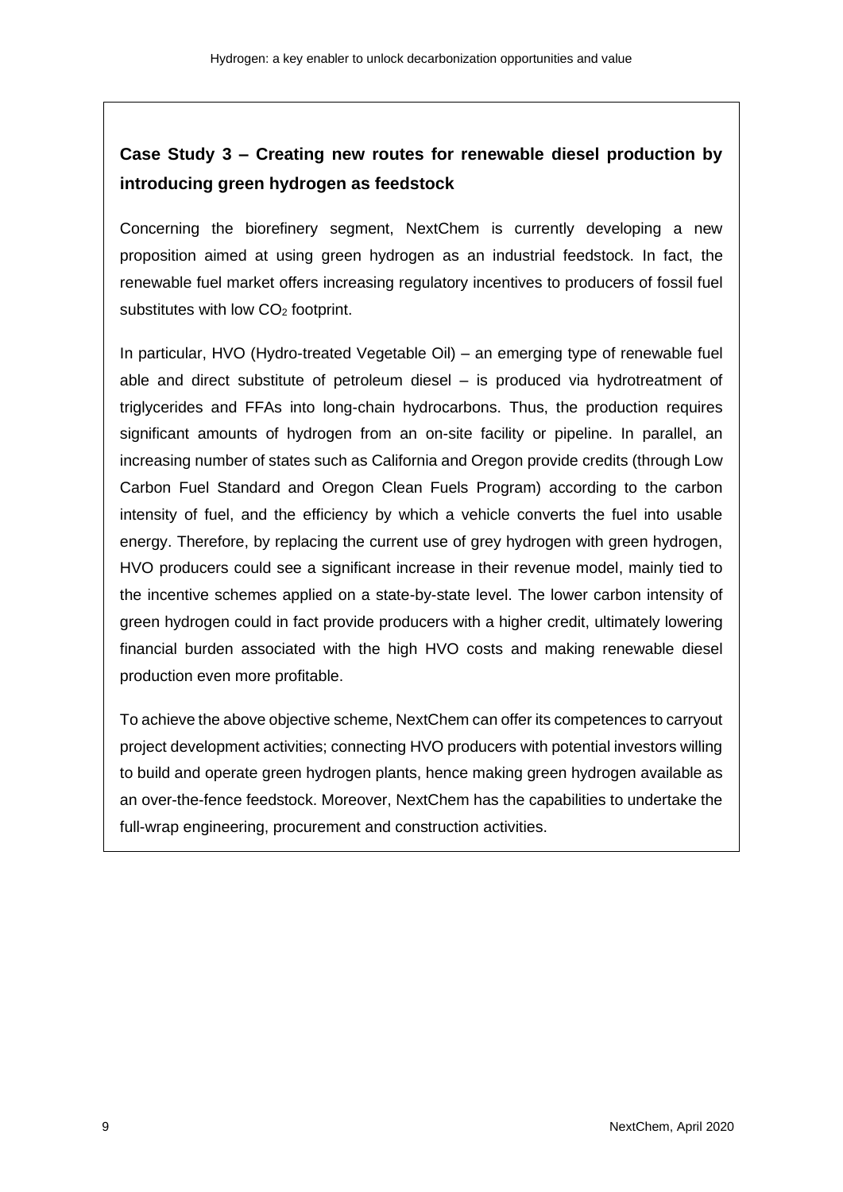## Case Study 3 – Creating new routes for renewable diesel production by introducing green hydrogen as feedstock

Concerning the biorefinery segment, NextChem is currently developing a new proposition aimed at using green hydrogen as an industrial feedstock. In fact, the renewable fuel market offers increasing regulatory incentives to producers of fossil fuel substitutes with low $CO_2$ footprint.

In particular, HVO (Hydro-treated Vegetable Oil) – an emerging type of renewable fuel able and direct substitute of petroleum diesel – is produced via hydrotreatment of triglycerides and FFAs into long-chain hydrocarbons. Thus, the production requires significant amounts of hydrogen from an on-site facility or pipeline. In parallel, an increasing number of states such as California and Oregon provide credits (through Low Carbon Fuel Standard and Oregon Clean Fuels Program) according to the carbon intensity of fuel, and the efficiency by which a vehicle converts the fuel into usable energy. Therefore, by replacing the current use of grey hydrogen with green hydrogen, HVO producers could see a significant increase in their revenue model, mainly tied to the incentive schemes applied on a state-by-state level. The lower carbon intensity of green hydrogen could in fact provide producers with a higher credit, ultimately lowering financial burden associated with the high HVO costs and making renewable diesel production even more profitable.

To achieve the above objective scheme, NextChem can offer its competences to carryout project development activities; connecting HVO producers with potential investors willing to build and operate green hydrogen plants, hence making green hydrogen available as an over-the-fence feedstock. Moreover, NextChem has the capabilities to undertake the full-wrap engineering, procurement and construction activities.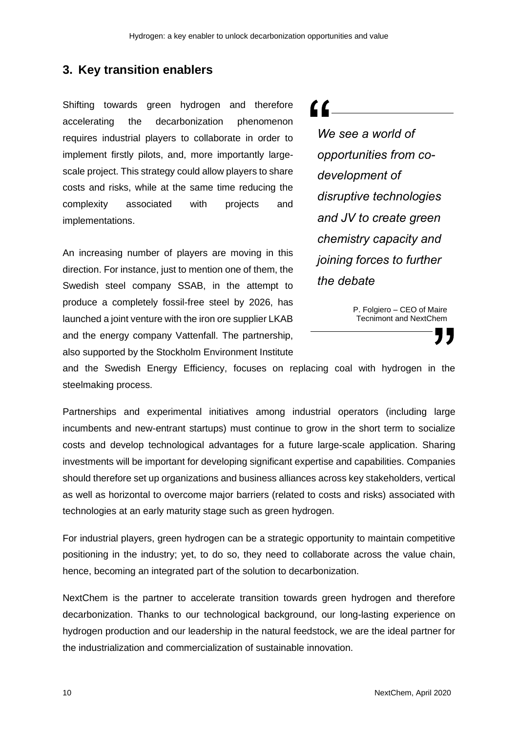## 3. Key transition enablers

Shifting towards green hydrogen and therefore accelerating the decarbonization phenomenon requires industrial players to collaborate in order to implement firstly pilots, and, more importantly large-scale project. This strategy could allow players to share costs and risks, while at the same time reducing the complexity associated with projects and implementations.

An increasing number of players are moving in this direction. For instance, just to mention one of them, the Swedish steel company SSAB, in the attempt to produce a completely fossil-free steel by 2026, has launched a joint venture with the iron ore supplier LKAB and the energy company Vattenfall. The partnership, also supported by the Stockholm Environment Institute and the Swedish Energy Efficiency, focuses on replacing coal with hydrogen in the steelmaking process.

> *We see a world of opportunities from co-development of disruptive technologies and JV to create green chemistry capacity and joining forces to further the debate*
>
> P. Folgiero – CEO of Maire Tecnimont and NextChem

Partnerships and experimental initiatives among industrial operators (including large incumbents and new-entrant startups) must continue to grow in the short term to socialize costs and develop technological advantages for a future large-scale application. Sharing investments will be important for developing significant expertise and capabilities. Companies should therefore set up organizations and business alliances across key stakeholders, vertical as well as horizontal to overcome major barriers (related to costs and risks) associated with technologies at an early maturity stage such as green hydrogen.

For industrial players, green hydrogen can be a strategic opportunity to maintain competitive positioning in the industry; yet, to do so, they need to collaborate across the value chain, hence, becoming an integrated part of the solution to decarbonization.

NextChem is the partner to accelerate transition towards green hydrogen and therefore decarbonization. Thanks to our technological background, our long-lasting experience on hydrogen production and our leadership in the natural feedstock, we are the ideal partner for the industrialization and commercialization of sustainable innovation.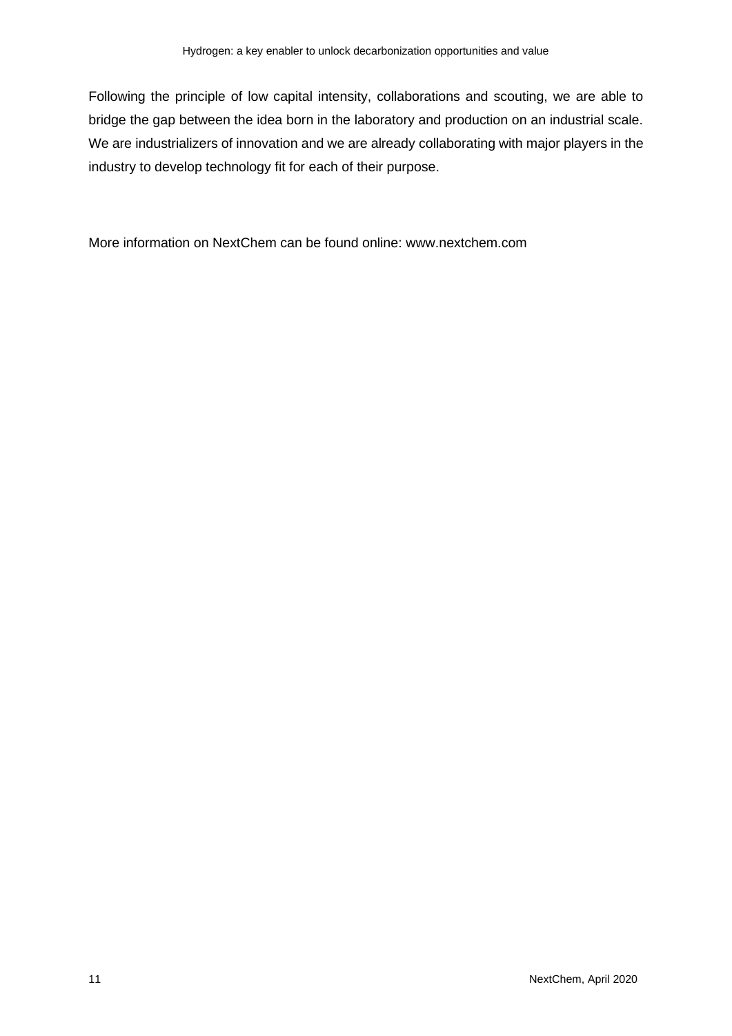Following the principle of low capital intensity, collaborations and scouting, we are able to bridge the gap between the idea born in the laboratory and production on an industrial scale. We are industrializers of innovation and we are already collaborating with major players in the industry to develop technology fit for each of their purpose.

More information on NextChem can be found online: www.nextchem.com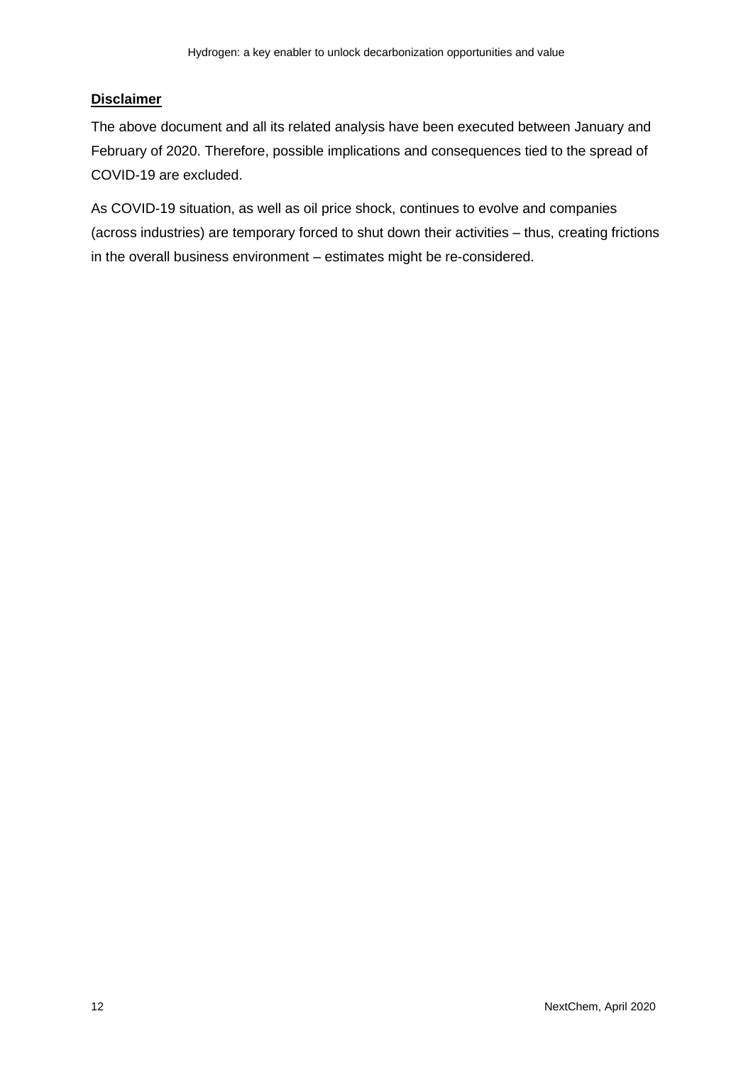**Disclaimer**

The above document and all its related analysis have been executed between January and February of 2020. Therefore, possible implications and consequences tied to the spread of COVID-19 are excluded.

As COVID-19 situation, as well as oil price shock, continues to evolve and companies (across industries) are temporary forced to shut down their activities – thus, creating frictions in the overall business environment – estimates might be re-considered.